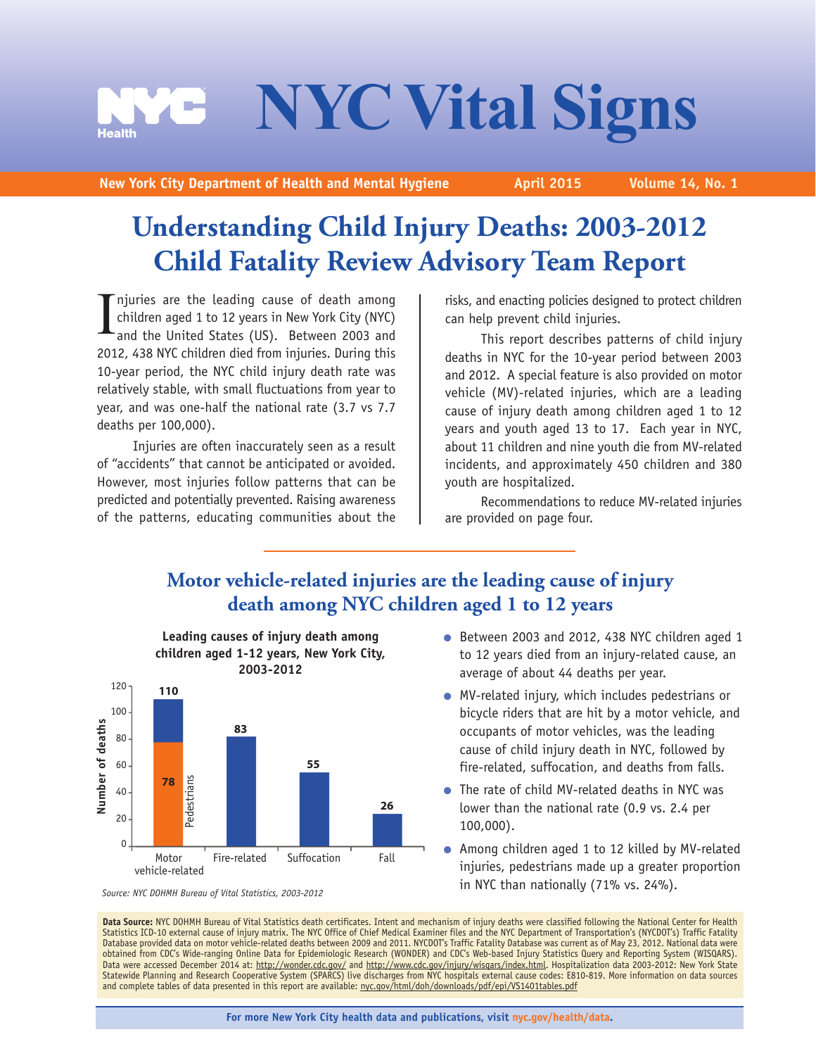# NYC Vital Signs

**New York City Department of Health and Mental Hygiene** April 2015 Volume 14, No. 1

## Understanding Child Injury Deaths: 2003-2012 Child Fatality Review Advisory Team Report

Injuries are the leading cause of death among children aged 1 to 12 years in New York City (NYC) and the United States (US). Between 2003 and 2012, 438 NYC children died from injuries. During this 10-year period, the NYC child injury death rate was relatively stable, with small fluctuations from year to year, and was one-half the national rate (3.7 vs 7.7 deaths per 100,000).

Injuries are often inaccurately seen as a result of "accidents" that cannot be anticipated or avoided. However, most injuries follow patterns that can be predicted and potentially prevented. Raising awareness of the patterns, educating communities about the risks, and enacting policies designed to protect children can help prevent child injuries.

This report describes patterns of child injury deaths in NYC for the 10-year period between 2003 and 2012. A special feature is also provided on motor vehicle (MV)-related injuries, which are a leading cause of injury death among children aged 1 to 12 years and youth aged 13 to 17. Each year in NYC, about 11 children and nine youth die from MV-related incidents, and approximately 450 children and 380 youth are hospitalized.

Recommendations to reduce MV-related injuries are provided on page four.

## Motor vehicle-related injuries are the leading cause of injury death among NYC children aged 1 to 12 years

**Leading causes of injury death among children aged 1-12 years, New York City, 2003-2012**

| Cause | Number of deaths |
| --- | --- |
| Motor vehicle-related | 110 (Pedestrians: 78) |
| Fire-related | 83 |
| Suffocation | 55 |
| Fall | 26 |

*Source: NYC DOHMH Bureau of Vital Statistics, 2003-2012*

- Between 2003 and 2012, 438 NYC children aged 1 to 12 years died from an injury-related cause, an average of about 44 deaths per year.
- MV-related injury, which includes pedestrians or bicycle riders that are hit by a motor vehicle, and occupants of motor vehicles, was the leading cause of child injury death in NYC, followed by fire-related, suffocation, and deaths from falls.
- The rate of child MV-related deaths in NYC was lower than the national rate (0.9 vs. 2.4 per 100,000).
- Among children aged 1 to 12 killed by MV-related injuries, pedestrians made up a greater proportion in NYC than nationally (71% vs. 24%).

**Data Source:** NYC DOHMH Bureau of Vital Statistics death certificates. Intent and mechanism of injury deaths were classified following the National Center for Health Statistics ICD-10 external cause of injury matrix. The NYC Office of Chief Medical Examiner files and the NYC Department of Transportation's (NYCDOT's) Traffic Fatality Database provided data on motor vehicle-related deaths between 2009 and 2011. NYCDOT's Traffic Fatality Database was current as of May 23, 2012. National data were obtained from CDC's Wide-ranging Online Data for Epidemiologic Research (WONDER) and CDC's Web-based Injury Statistics Query and Reporting System (WISQARS). Data were accessed December 2014 at: http://wonder.cdc.gov/ and http://www.cdc.gov/injury/wisqars/index.html. Hospitalization data 2003-2012: New York State Statewide Planning and Research Cooperative System (SPARCS) live discharges from NYC hospitals external cause codes: E810-819. More information on data sources and complete tables of data presented in this report are available: nyc.gov/html/doh/downloads/pdf/epi/VS1401tables.pdf

**For more New York City health data and publications, visit nyc.gov/health/data.**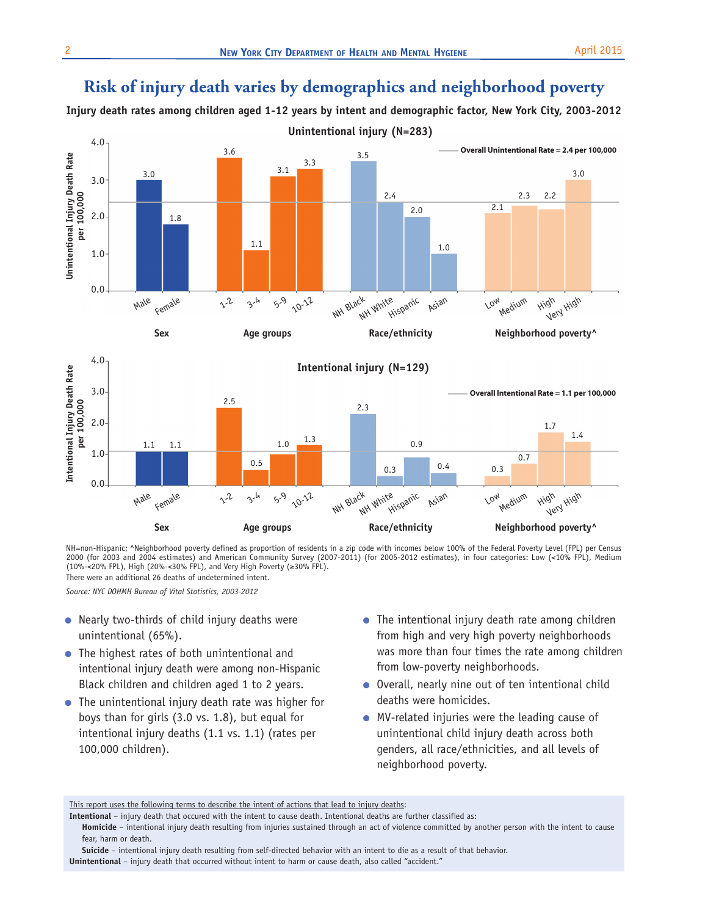# Risk of injury death varies by demographics and neighborhood poverty

**Injury death rates among children aged 1-12 years by intent and demographic factor, New York City, 2003-2012**

**Unintentional injury (N=283)**

Overall Unintentional Rate = 2.4 per 100,000

| Factor | Group | Unintentional Injury Death Rate per 100,000 |
|---|---|---|
| Sex | Male | 3.0 |
| | Female | 1.8 |
| Age groups | 1-2 | 3.6 |
| | 3-4 | 1.1 |
| | 5-9 | 3.1 |
| | 10-12 | 3.3 |
| Race/ethnicity | NH Black | 3.5 |
| | NH White | 2.4 |
| | Hispanic | 2.0 |
| | Asian | 1.0 |
| Neighborhood poverty^ | Low | 2.1 |
| | Medium | 2.3 |
| | High | 2.2 |
| | Very High | 3.0 |

**Intentional injury (N=129)**

Overall Intentional Rate = 1.1 per 100,000

| Factor | Group | Intentional Injury Death Rate per 100,000 |
|---|---|---|
| Sex | Male | 1.1 |
| | Female | 1.1 |
| Age groups | 1-2 | 2.5 |
| | 3-4 | 0.5 |
| | 5-9 | 1.0 |
| | 10-12 | 1.3 |
| Race/ethnicity | NH Black | 2.3 |
| | NH White | 0.3 |
| | Hispanic | 0.9 |
| | Asian | 0.4 |
| Neighborhood poverty^ | Low | 0.3 |
| | Medium | 0.7 |
| | High | 1.7 |
| | Very High | 1.4 |

NH=non-Hispanic; ^Neighborhood poverty defined as proportion of residents in a zip code with incomes below 100% of the Federal Poverty Level (FPL) per Census 2000 (for 2003 and 2004 estimates) and American Community Survey (2007-2011) (for 2005-2012 estimates), in four categories: Low (<10% FPL), Medium (10%-<20% FPL), High (20%-<30% FPL), and Very High Poverty (≥30% FPL).
There were an additional 26 deaths of undetermined intent.

*Source: NYC DOHMH Bureau of Vital Statistics, 2003-2012*

- Nearly two-thirds of child injury deaths were unintentional (65%).
- The highest rates of both unintentional and intentional injury death were among non-Hispanic Black children and children aged 1 to 2 years.
- The unintentional injury death rate was higher for boys than for girls (3.0 vs. 1.8), but equal for intentional injury deaths (1.1 vs. 1.1) (rates per 100,000 children).
- The intentional injury death rate among children from high and very high poverty neighborhoods was more than four times the rate among children from low-poverty neighborhoods.
- Overall, nearly nine out of ten intentional child deaths were homicides.
- MV-related injuries were the leading cause of unintentional child injury death across both genders, all race/ethnicities, and all levels of neighborhood poverty.

<u>This report uses the following terms to describe the intent of actions that lead to injury deaths</u>:

**Intentional** – injury death that occured with the intent to cause death. Intentional deaths are further classified as:

- **Homicide** – intentional injury death resulting from injuries sustained through an act of violence committed by another person with the intent to cause fear, harm or death.
- **Suicide** – intentional injury death resulting from self-directed behavior with an intent to die as a result of that behavior.

**Unintentional** – injury death that occurred without intent to harm or cause death, also called "accident."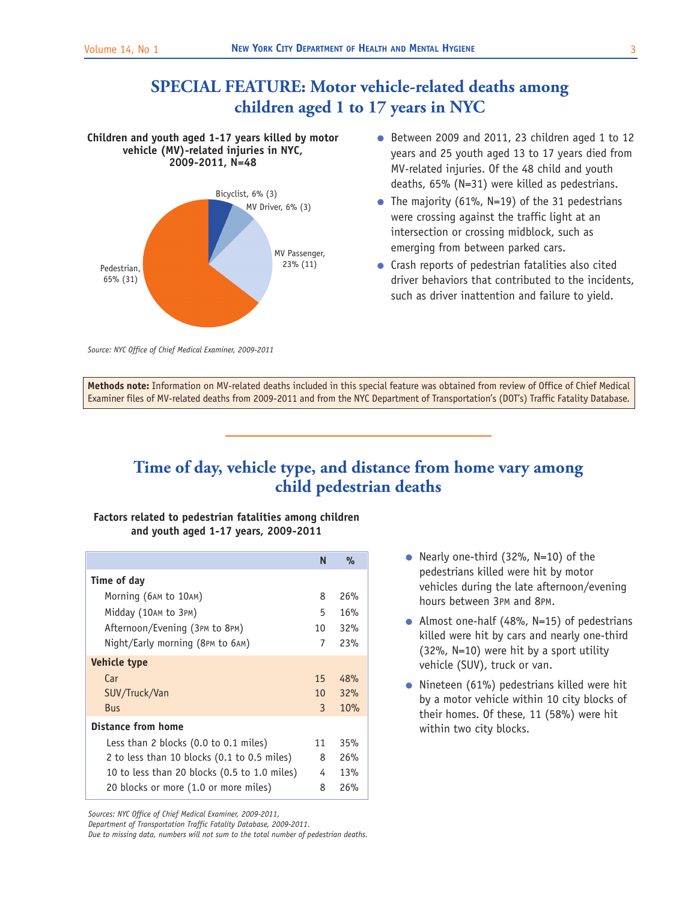# SPECIAL FEATURE: Motor vehicle-related deaths among children aged 1 to 17 years in NYC

**Children and youth aged 1-17 years killed by motor vehicle (MV)-related injuries in NYC, 2009-2011, N=48**

Bicyclist, 6% (3)
MV Driver, 6% (3)
MV Passenger, 23% (11)
Pedestrian, 65% (31)

*Source: NYC Office of Chief Medical Examiner, 2009-2011*

- Between 2009 and 2011, 23 children aged 1 to 12 years and 25 youth aged 13 to 17 years died from MV-related injuries. Of the 48 child and youth deaths, 65% (N=31) were killed as pedestrians.
- The majority (61%, N=19) of the 31 pedestrians were crossing against the traffic light at an intersection or crossing midblock, such as emerging from between parked cars.
- Crash reports of pedestrian fatalities also cited driver behaviors that contributed to the incidents, such as driver inattention and failure to yield.

**Methods note:** Information on MV-related deaths included in this special feature was obtained from review of Office of Chief Medical Examiner files of MV-related deaths from 2009-2011 and from the NYC Department of Transportation's (DOT's) Traffic Fatality Database.

## Time of day, vehicle type, and distance from home vary among child pedestrian deaths

**Factors related to pedestrian fatalities among children and youth aged 1-17 years, 2009-2011**

| | N | % |
|---|---|---|
| **Time of day** | | |
| Morning (6AM to 10AM) | 8 | 26% |
| Midday (10AM to 3PM) | 5 | 16% |
| Afternoon/Evening (3PM to 8PM) | 10 | 32% |
| Night/Early morning (8PM to 6AM) | 7 | 23% |
| **Vehicle type** | | |
| Car | 15 | 48% |
| SUV/Truck/Van | 10 | 32% |
| Bus | 3 | 10% |
| **Distance from home** | | |
| Less than 2 blocks (0.0 to 0.1 miles) | 11 | 35% |
| 2 to less than 10 blocks (0.1 to 0.5 miles) | 8 | 26% |
| 10 to less than 20 blocks (0.5 to 1.0 miles) | 4 | 13% |
| 20 blocks or more (1.0 or more miles) | 8 | 26% |

*Sources: NYC Office of Chief Medical Examiner, 2009-2011,*
*Department of Transportation Traffic Fatality Database, 2009-2011.*
*Due to missing data, numbers will not sum to the total number of pedestrian deaths.*

- Nearly one-third (32%, N=10) of the pedestrians killed were hit by motor vehicles during the late afternoon/evening hours between 3PM and 8PM.
- Almost one-half (48%, N=15) of pedestrians killed were hit by cars and nearly one-third (32%, N=10) were hit by a sport utility vehicle (SUV), truck or van.
- Nineteen (61%) pedestrians killed were hit by a motor vehicle within 10 city blocks of their homes. Of these, 11 (58%) were hit within two city blocks.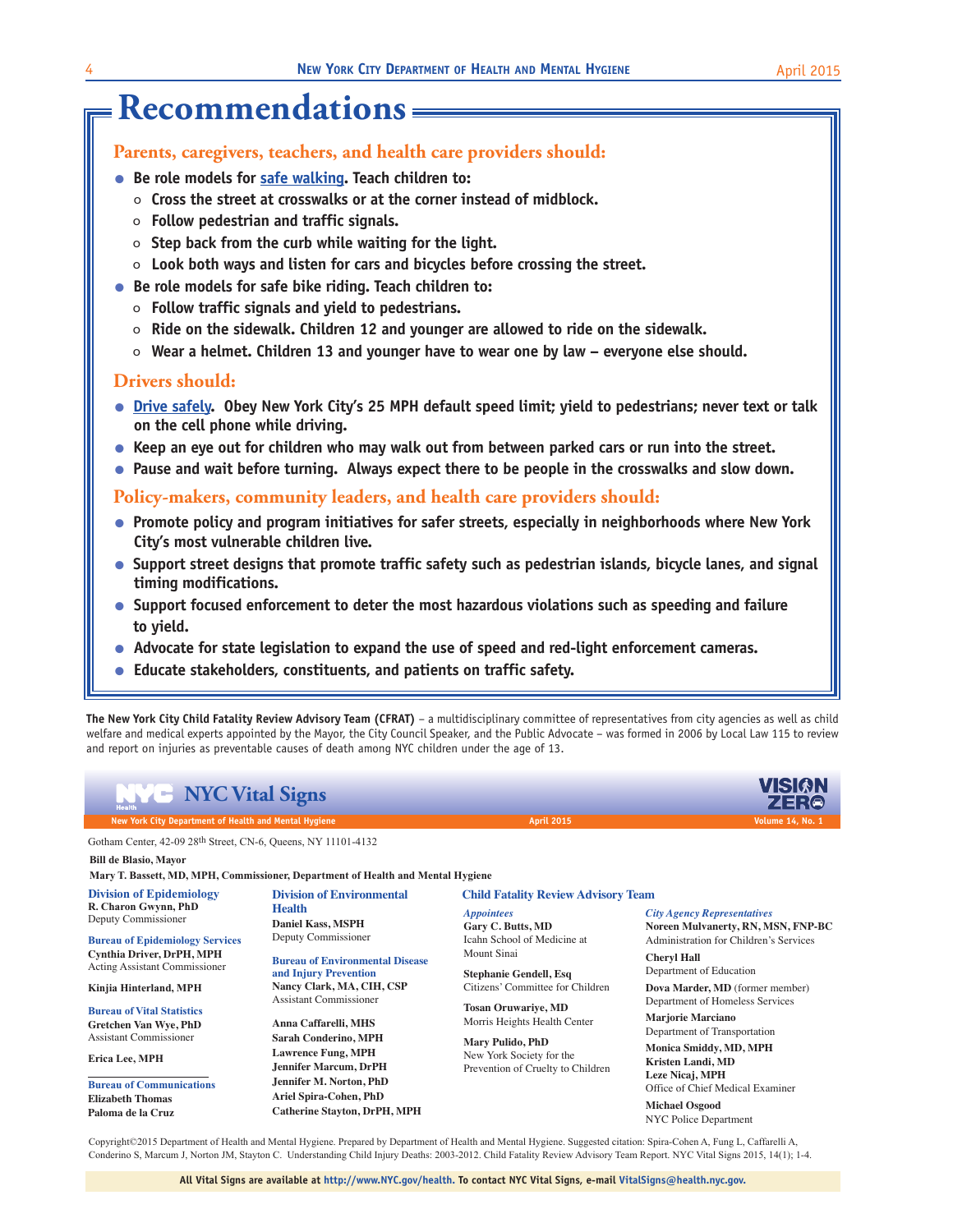# Recommendations

### Parents, caregivers, teachers, and health care providers should:

- **Be role models for safe walking. Teach children to:**
  - **Cross the street at crosswalks or at the corner instead of midblock.**
  - **Follow pedestrian and traffic signals.**
  - **Step back from the curb while waiting for the light.**
  - **Look both ways and listen for cars and bicycles before crossing the street.**
- **Be role models for safe bike riding. Teach children to:**
  - **Follow traffic signals and yield to pedestrians.**
  - **Ride on the sidewalk. Children 12 and younger are allowed to ride on the sidewalk.**
  - **Wear a helmet. Children 13 and younger have to wear one by law – everyone else should.**

### Drivers should:

- **Drive safely. Obey New York City's 25 MPH default speed limit; yield to pedestrians; never text or talk on the cell phone while driving.**
- **Keep an eye out for children who may walk out from between parked cars or run into the street.**
- **Pause and wait before turning. Always expect there to be people in the crosswalks and slow down.**

### Policy-makers, community leaders, and health care providers should:

- **Promote policy and program initiatives for safer streets, especially in neighborhoods where New York City's most vulnerable children live.**
- **Support street designs that promote traffic safety such as pedestrian islands, bicycle lanes, and signal timing modifications.**
- **Support focused enforcement to deter the most hazardous violations such as speeding and failure to yield.**
- **Advocate for state legislation to expand the use of speed and red-light enforcement cameras.**
- **Educate stakeholders, constituents, and patients on traffic safety.**

**The New York City Child Fatality Review Advisory Team (CFRAT)** – a multidisciplinary committee of representatives from city agencies as well as child welfare and medical experts appointed by the Mayor, the City Council Speaker, and the Public Advocate – was formed in 2006 by Local Law 115 to review and report on injuries as preventable causes of death among NYC children under the age of 13.

## NYC Vital Signs

VISION ZERO

New York City Department of Health and Mental Hygiene — April 2015 — Volume 14, No. 1

Gotham Center, 42-09 28th Street, CN-6, Queens, NY 11101-4132

**Bill de Blasio, Mayor**

**Mary T. Bassett, MD, MPH, Commissioner, Department of Health and Mental Hygiene**

**Division of Epidemiology**
**R. Charon Gwynn, PhD**
Deputy Commissioner

**Bureau of Epidemiology Services**
**Cynthia Driver, DrPH, MPH**
Acting Assistant Commissioner

**Kinjia Hinterland, MPH**

**Bureau of Vital Statistics**
**Gretchen Van Wye, PhD**
Assistant Commissioner

**Erica Lee, MPH**

**Bureau of Communications**
**Elizabeth Thomas**
**Paloma de la Cruz**

**Division of Environmental Health**
**Daniel Kass, MSPH**
Deputy Commissioner

**Bureau of Environmental Disease and Injury Prevention**
**Nancy Clark, MA, CIH, CSP**
Assistant Commissioner

**Anna Caffarelli, MHS**
**Sarah Conderino, MPH**
**Lawrence Fung, MPH**
**Jennifer Marcum, DrPH**
**Jennifer M. Norton, PhD**
**Ariel Spira-Cohen, PhD**
**Catherine Stayton, DrPH, MPH**

**Child Fatality Review Advisory Team**

*Appointees*
**Gary C. Butts, MD**
Icahn School of Medicine at Mount Sinai

**Stephanie Gendell, Esq**
Citizens' Committee for Children

**Tosan Oruwariye, MD**
Morris Heights Health Center

**Mary Pulido, PhD**
New York Society for the Prevention of Cruelty to Children

*City Agency Representatives*
**Noreen Mulvanerty, RN, MSN, FNP-BC**
Administration for Children's Services

**Cheryl Hall**
Department of Education

**Dova Marder, MD** (former member)
Department of Homeless Services

**Marjorie Marciano**
Department of Transportation

**Monica Smiddy, MD, MPH**
**Kristen Landi, MD**
**Leze Nicaj, MPH**
Office of Chief Medical Examiner

**Michael Osgood**
NYC Police Department

Copyright©2015 Department of Health and Mental Hygiene. Prepared by Department of Health and Mental Hygiene. Suggested citation: Spira-Cohen A, Fung L, Caffarelli A, Conderino S, Marcum J, Norton JM, Stayton C. Understanding Child Injury Deaths: 2003-2012. Child Fatality Review Advisory Team Report. NYC Vital Signs 2015, 14(1); 1-4.

**All Vital Signs are available at http://www.NYC.gov/health. To contact NYC Vital Signs, e-mail VitalSigns@health.nyc.gov.**